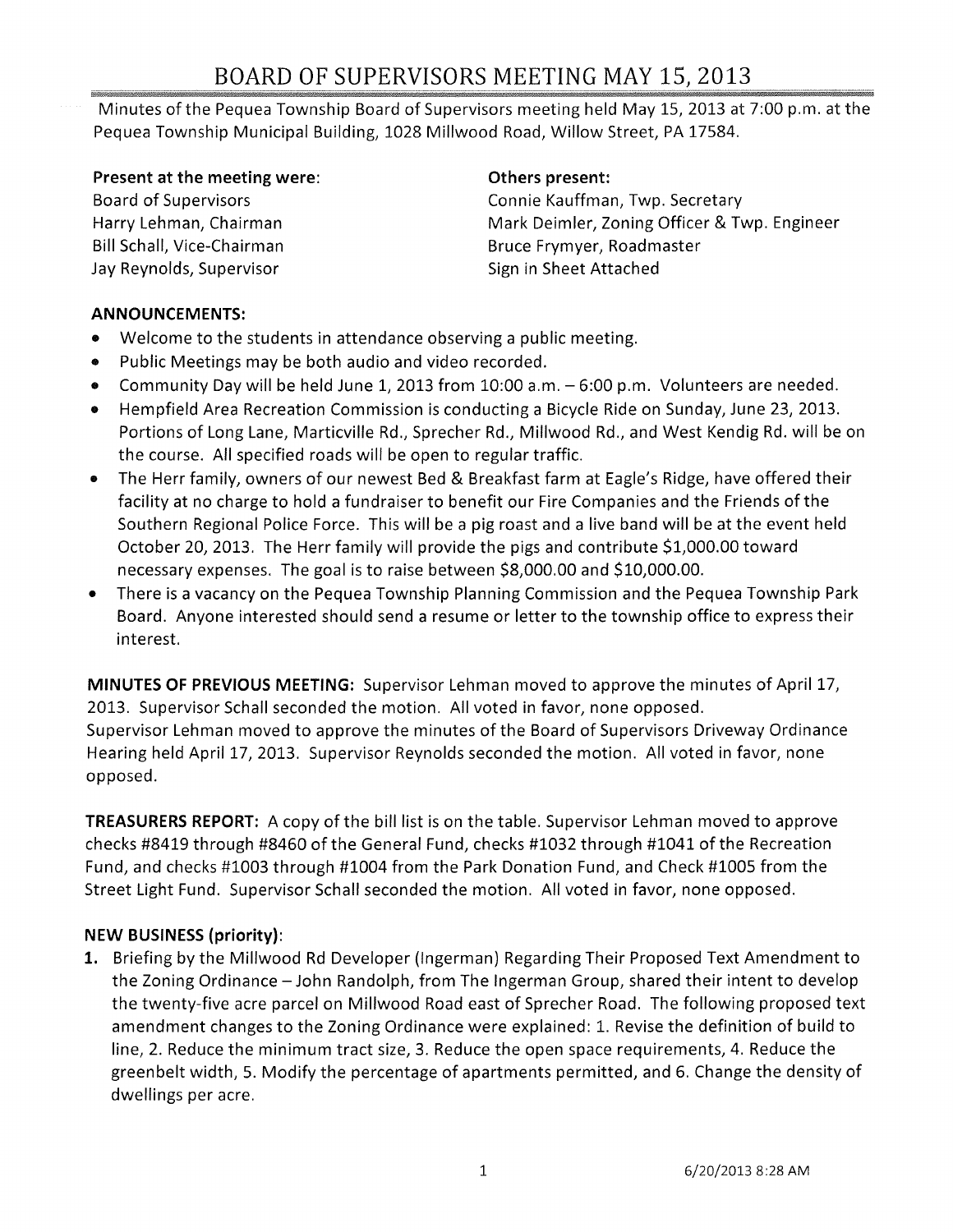# BOARD OF SUPERVISORS MEETING MAY 15, 2013

Minutes of the Pequea Township Board of Supervisors meeting held May 15, 2013 at 7:00 p.m. at the Pequea Township Municipal Building, 1028 Millwood Road, Willow Street, PA 17584.

**Present at the meeting were:**
Board of Supervisors
Harry Lehman, Chairman
Bill Schall, Vice-Chairman
Jay Reynolds, Supervisor

**Others present:**
Connie Kauffman, Twp. Secretary
Mark Deimler, Zoning Officer & Twp. Engineer
Bruce Frymyer, Roadmaster
Sign in Sheet Attached

**ANNOUNCEMENTS:**

- Welcome to the students in attendance observing a public meeting.
- Public Meetings may be both audio and video recorded.
- Community Day will be held June 1, 2013 from 10:00 a.m. – 6:00 p.m. Volunteers are needed.
- Hempfield Area Recreation Commission is conducting a Bicycle Ride on Sunday, June 23, 2013. Portions of Long Lane, Marticville Rd., Sprecher Rd., Millwood Rd., and West Kendig Rd. will be on the course. All specified roads will be open to regular traffic.
- The Herr family, owners of our newest Bed & Breakfast farm at Eagle's Ridge, have offered their facility at no charge to hold a fundraiser to benefit our Fire Companies and the Friends of the Southern Regional Police Force. This will be a pig roast and a live band will be at the event held October 20, 2013. The Herr family will provide the pigs and contribute $1,000.00 toward necessary expenses. The goal is to raise between $8,000.00 and $10,000.00.
- There is a vacancy on the Pequea Township Planning Commission and the Pequea Township Park Board. Anyone interested should send a resume or letter to the township office to express their interest.

**MINUTES OF PREVIOUS MEETING:** Supervisor Lehman moved to approve the minutes of April 17, 2013. Supervisor Schall seconded the motion. All voted in favor, none opposed.
Supervisor Lehman moved to approve the minutes of the Board of Supervisors Driveway Ordinance Hearing held April 17, 2013. Supervisor Reynolds seconded the motion. All voted in favor, none opposed.

**TREASURERS REPORT:** A copy of the bill list is on the table. Supervisor Lehman moved to approve checks #8419 through #8460 of the General Fund, checks #1032 through #1041 of the Recreation Fund, and checks #1003 through #1004 from the Park Donation Fund, and Check #1005 from the Street Light Fund. Supervisor Schall seconded the motion. All voted in favor, none opposed.

**NEW BUSINESS (priority):**

1. Briefing by the Millwood Rd Developer (Ingerman) Regarding Their Proposed Text Amendment to the Zoning Ordinance – John Randolph, from The Ingerman Group, shared their intent to develop the twenty-five acre parcel on Millwood Road east of Sprecher Road. The following proposed text amendment changes to the Zoning Ordinance were explained: 1. Revise the definition of build to line, 2. Reduce the minimum tract size, 3. Reduce the open space requirements, 4. Reduce the greenbelt width, 5. Modify the percentage of apartments permitted, and 6. Change the density of dwellings per acre.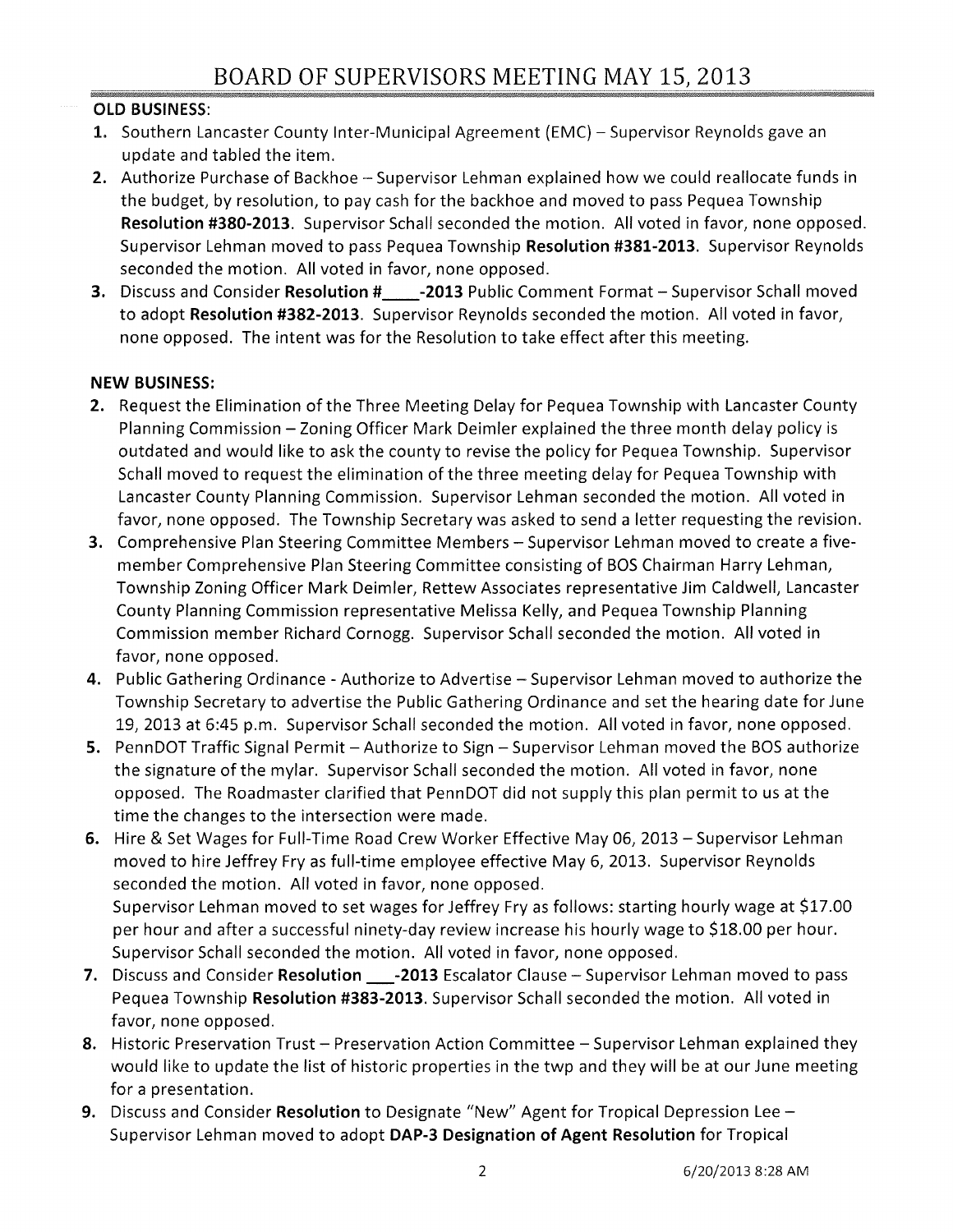# BOARD OF SUPERVISORS MEETING MAY 15, 2013

**OLD BUSINESS:**

1. Southern Lancaster County Inter-Municipal Agreement (EMC) – Supervisor Reynolds gave an update and tabled the item.
2. Authorize Purchase of Backhoe – Supervisor Lehman explained how we could reallocate funds in the budget, by resolution, to pay cash for the backhoe and moved to pass Pequea Township **Resolution #380-2013**. Supervisor Schall seconded the motion. All voted in favor, none opposed. Supervisor Lehman moved to pass Pequea Township **Resolution #381-2013**. Supervisor Reynolds seconded the motion. All voted in favor, none opposed.
3. Discuss and Consider **Resolution #\_\_\_\_-2013** Public Comment Format – Supervisor Schall moved to adopt **Resolution #382-2013**. Supervisor Reynolds seconded the motion. All voted in favor, none opposed. The intent was for the Resolution to take effect after this meeting.

**NEW BUSINESS:**

2. Request the Elimination of the Three Meeting Delay for Pequea Township with Lancaster County Planning Commission – Zoning Officer Mark Deimler explained the three month delay policy is outdated and would like to ask the county to revise the policy for Pequea Township. Supervisor Schall moved to request the elimination of the three meeting delay for Pequea Township with Lancaster County Planning Commission. Supervisor Lehman seconded the motion. All voted in favor, none opposed. The Township Secretary was asked to send a letter requesting the revision.
3. Comprehensive Plan Steering Committee Members – Supervisor Lehman moved to create a five-member Comprehensive Plan Steering Committee consisting of BOS Chairman Harry Lehman, Township Zoning Officer Mark Deimler, Rettew Associates representative Jim Caldwell, Lancaster County Planning Commission representative Melissa Kelly, and Pequea Township Planning Commission member Richard Cornogg. Supervisor Schall seconded the motion. All voted in favor, none opposed.
4. Public Gathering Ordinance - Authorize to Advertise – Supervisor Lehman moved to authorize the Township Secretary to advertise the Public Gathering Ordinance and set the hearing date for June 19, 2013 at 6:45 p.m. Supervisor Schall seconded the motion. All voted in favor, none opposed.
5. PennDOT Traffic Signal Permit – Authorize to Sign – Supervisor Lehman moved the BOS authorize the signature of the mylar. Supervisor Schall seconded the motion. All voted in favor, none opposed. The Roadmaster clarified that PennDOT did not supply this plan permit to us at the time the changes to the intersection were made.
6. Hire & Set Wages for Full-Time Road Crew Worker Effective May 06, 2013 – Supervisor Lehman moved to hire Jeffrey Fry as full-time employee effective May 6, 2013. Supervisor Reynolds seconded the motion. All voted in favor, none opposed.
   Supervisor Lehman moved to set wages for Jeffrey Fry as follows: starting hourly wage at $17.00 per hour and after a successful ninety-day review increase his hourly wage to $18.00 per hour. Supervisor Schall seconded the motion. All voted in favor, none opposed.
7. Discuss and Consider **Resolution \_\_\_-2013** Escalator Clause – Supervisor Lehman moved to pass Pequea Township **Resolution #383-2013**. Supervisor Schall seconded the motion. All voted in favor, none opposed.
8. Historic Preservation Trust – Preservation Action Committee – Supervisor Lehman explained they would like to update the list of historic properties in the twp and they will be at our June meeting for a presentation.
9. Discuss and Consider **Resolution** to Designate "New" Agent for Tropical Depression Lee – Supervisor Lehman moved to adopt **DAP-3 Designation of Agent Resolution** for Tropical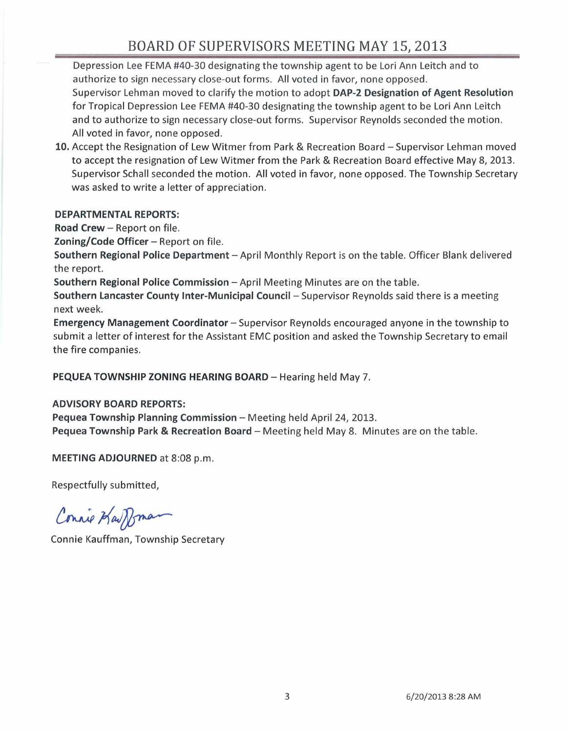Depression Lee FEMA #40-30 designating the township agent to be Lori Ann Leitch and to authorize to sign necessary close-out forms. All voted in favor, none opposed.
Supervisor Lehman moved to clarify the motion to adopt **DAP-2 Designation of Agent Resolution** for Tropical Depression Lee FEMA #40-30 designating the township agent to be Lori Ann Leitch and to authorize to sign necessary close-out forms. Supervisor Reynolds seconded the motion. All voted in favor, none opposed.

**10.** Accept the Resignation of Lew Witmer from Park & Recreation Board – Supervisor Lehman moved to accept the resignation of Lew Witmer from the Park & Recreation Board effective May 8, 2013. Supervisor Schall seconded the motion. All voted in favor, none opposed. The Township Secretary was asked to write a letter of appreciation.

**DEPARTMENTAL REPORTS:**

**Road Crew** – Report on file.

**Zoning/Code Officer** – Report on file.

**Southern Regional Police Department** – April Monthly Report is on the table. Officer Blank delivered the report.

**Southern Regional Police Commission** – April Meeting Minutes are on the table.

**Southern Lancaster County Inter-Municipal Council** – Supervisor Reynolds said there is a meeting next week.

**Emergency Management Coordinator** – Supervisor Reynolds encouraged anyone in the township to submit a letter of interest for the Assistant EMC position and asked the Township Secretary to email the fire companies.

**PEQUEA TOWNSHIP ZONING HEARING BOARD** – Hearing held May 7.

**ADVISORY BOARD REPORTS:**

**Pequea Township Planning Commission** – Meeting held April 24, 2013.

**Pequea Township Park & Recreation Board** – Meeting held May 8. Minutes are on the table.

**MEETING ADJOURNED** at 8:08 p.m.

Respectfully submitted,

Connie Kauffman

Connie Kauffman, Township Secretary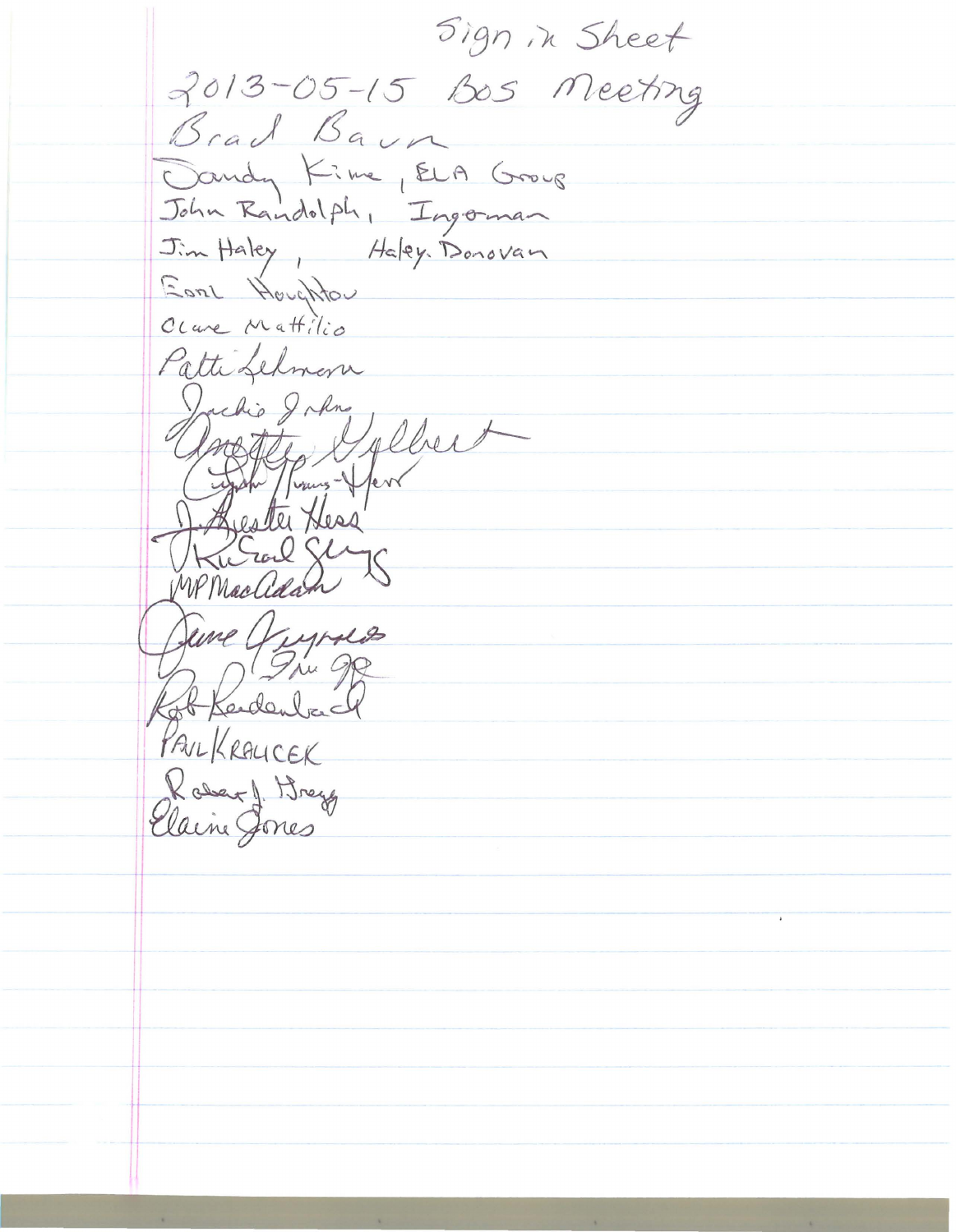Sign in Sheet

2013-05-15 BOS Meeting

Brad Baum

Sandy Kime, ELA Group

John Randolph, Ingerman

Jim Haley, Haley. Donovan

Earl Houghton

Clare Mattilio

Patti Lehman

Jackie Johns

Annette Gilbert

Susan Evans-Herr

J. Buster Hess

Richard Glings

MP MacAdam

June Guyrees

Jim 98

Rob Reidenbach

PAUL KRAUCEK

Robert J. Greig

Elaine Jones